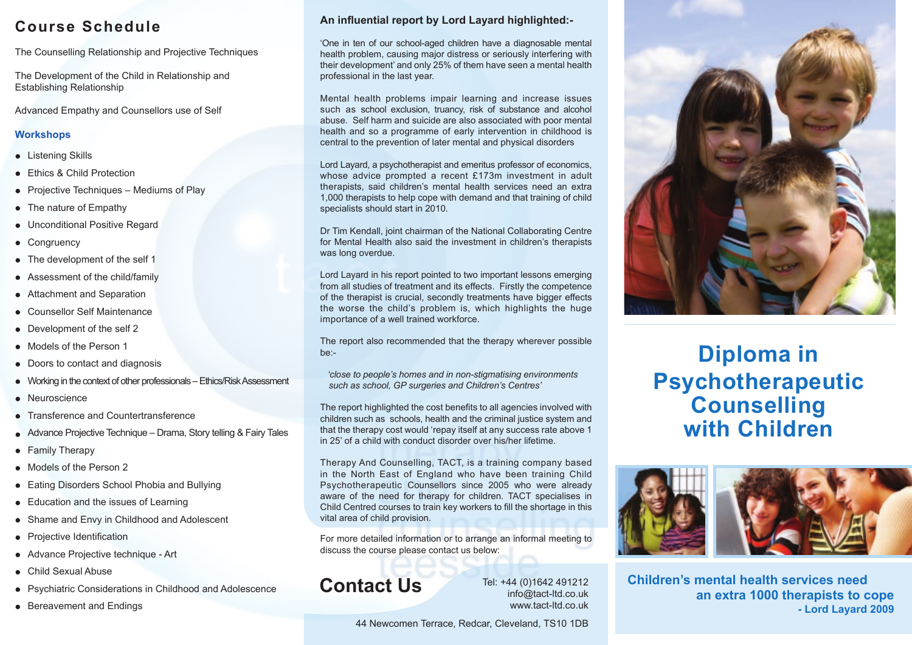# Course Schedule

The Counselling Relationship and Projective Techniques

The Development of the Child in Relationship and Establishing Relationship

Advanced Empathy and Counsellors use of Self

### Workshops

- Listening Skills
- Ethics & Child Protection
- Projective Techniques – Mediums of Play
- The nature of Empathy
- Unconditional Positive Regard
- Congruency
- The development of the self 1
- Assessment of the child/family
- Attachment and Separation
- Counsellor Self Maintenance
- Development of the self 2
- Models of the Person 1
- Doors to contact and diagnosis
- Working in the context of other professionals – Ethics/Risk Assessment
- Neuroscience
- Transference and Countertransference
- Advance Projective Technique – Drama, Story telling & Fairy Tales
- Family Therapy
- Models of the Person 2
- Eating Disorders School Phobia and Bullying
- Education and the issues of Learning
- Shame and Envy in Childhood and Adolescent
- Projective Identification
- Advance Projective technique - Art
- Child Sexual Abuse
- Psychiatric Considerations in Childhood and Adolescence
- Bereavement and Endings

### An influential report by Lord Layard highlighted:-

'One in ten of our school-aged children have a diagnosable mental health problem, causing major distress or seriously interfering with their development' and only 25% of them have seen a mental health professional in the last year.

Mental health problems impair learning and increase issues such as school exclusion, truancy, risk of substance and alcohol abuse. Self harm and suicide are also associated with poor mental health and so a programme of early intervention in childhood is central to the prevention of later mental and physical disorders

Lord Layard, a psychotherapist and emeritus professor of economics, whose advice prompted a recent £173m investment in adult therapists, said children's mental health services need an extra 1,000 therapists to help cope with demand and that training of child specialists should start in 2010.

Dr Tim Kendall, joint chairman of the National Collaborating Centre for Mental Health also said the investment in children's therapists was long overdue.

Lord Layard in his report pointed to two important lessons emerging from all studies of treatment and its effects. Firstly the competence of the therapist is crucial, secondly treatments have bigger effects the worse the child's problem is, which highlights the huge importance of a well trained workforce.

The report also recommended that the therapy wherever possible be:-

*'close to people's homes and in non-stigmatising environments such as school, GP surgeries and Children's Centres'*

The report highlighted the cost benefits to all agencies involved with children such as schools, health and the criminal justice system and that the therapy cost would 'repay itself at any success rate above 1 in 25' of a child with conduct disorder over his/her lifetime.

Therapy And Counselling, TACT, is a training company based in the North East of England who have been training Child Psychotherapeutic Counsellors since 2005 who were already aware of the need for therapy for children. TACT specialises in Child Centred courses to train key workers to fill the shortage in this vital area of child provision.

For more detailed information or to arrange an informal meeting to discuss the course please contact us below:

## Contact Us

Tel: +44 (0)1642 491212
info@tact-ltd.co.uk
www.tact-ltd.co.uk

44 Newcomen Terrace, Redcar, Cleveland, TS10 1DB

# Diploma in Psychotherapeutic Counselling with Children

**Children's mental health services need an extra 1000 therapists to cope**
**- Lord Layard 2009**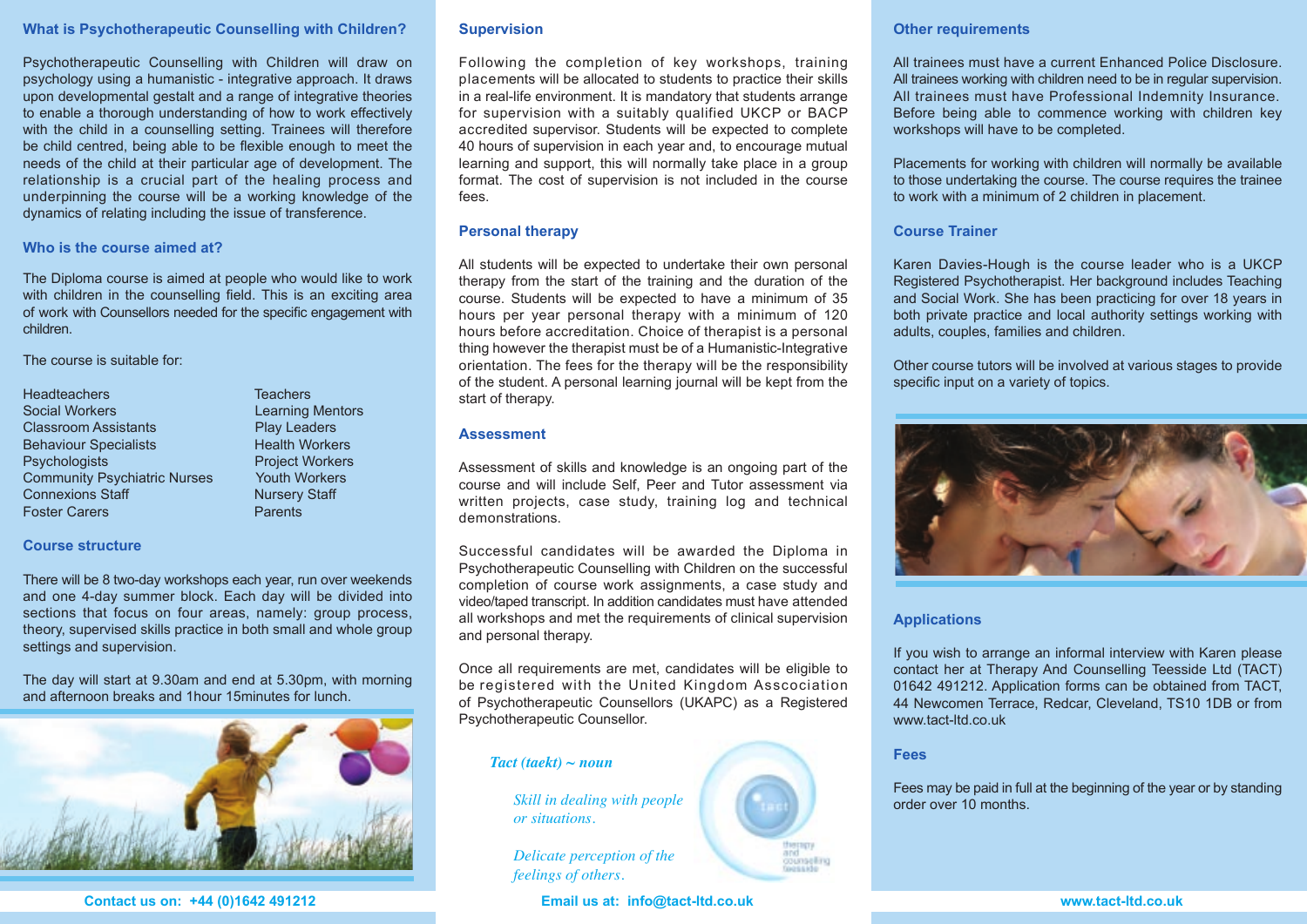## What is Psychotherapeutic Counselling with Children?

Psychotherapeutic Counselling with Children will draw on psychology using a humanistic - integrative approach. It draws upon developmental gestalt and a range of integrative theories to enable a thorough understanding of how to work effectively with the child in a counselling setting. Trainees will therefore be child centred, being able to be flexible enough to meet the needs of the child at their particular age of development. The relationship is a crucial part of the healing process and underpinning the course will be a working knowledge of the dynamics of relating including the issue of transference.

## Who is the course aimed at?

The Diploma course is aimed at people who would like to work with children in the counselling field. This is an exciting area of work with Counsellors needed for the specific engagement with children.

The course is suitable for:

- Headteachers
- Social Workers
- Classroom Assistants
- Behaviour Specialists
- Psychologists
- Community Psychiatric Nurses
- Connexions Staff
- Foster Carers
- Teachers
- Learning Mentors
- Play Leaders
- Health Workers
- Project Workers
- Youth Workers
- Nursery Staff
- Parents

## Course structure

There will be 8 two-day workshops each year, run over weekends and one 4-day summer block. Each day will be divided into sections that focus on four areas, namely: group process, theory, supervised skills practice in both small and whole group settings and supervision.

The day will start at 9.30am and end at 5.30pm, with morning and afternoon breaks and 1hour 15minutes for lunch.

## Supervision

Following the completion of key workshops, training placements will be allocated to students to practice their skills in a real-life environment. It is mandatory that students arrange for supervision with a suitably qualified UKCP or BACP accredited supervisor. Students will be expected to complete 40 hours of supervision in each year and, to encourage mutual learning and support, this will normally take place in a group format. The cost of supervision is not included in the course fees.

## Personal therapy

All students will be expected to undertake their own personal therapy from the start of the training and the duration of the course. Students will be expected to have a minimum of 35 hours per year personal therapy with a minimum of 120 hours before accreditation. Choice of therapist is a personal thing however the therapist must be of a Humanistic-Integrative orientation. The fees for the therapy will be the responsibility of the student. A personal learning journal will be kept from the start of therapy.

## Assessment

Assessment of skills and knowledge is an ongoing part of the course and will include Self, Peer and Tutor assessment via written projects, case study, training log and technical demonstrations.

Successful candidates will be awarded the Diploma in Psychotherapeutic Counselling with Children on the successful completion of course work assignments, a case study and video/taped transcript. In addition candidates must have attended all workshops and met the requirements of clinical supervision and personal therapy.

Once all requirements are met, candidates will be eligible to be registered with the United Kingdom Asscociation of Psychotherapeutic Counsellors (UKAPC) as a Registered Psychotherapeutic Counsellor.

***Tact (taekt) ~ noun***

*Skill in dealing with people or situations.*

*Delicate perception of the feelings of others.*

## Other requirements

All trainees must have a current Enhanced Police Disclosure. All trainees working with children need to be in regular supervision. All trainees must have Professional Indemnity Insurance. Before being able to commence working with children key workshops will have to be completed.

Placements for working with children will normally be available to those undertaking the course. The course requires the trainee to work with a minimum of 2 children in placement.

## Course Trainer

Karen Davies-Hough is the course leader who is a UKCP Registered Psychotherapist. Her background includes Teaching and Social Work. She has been practicing for over 18 years in both private practice and local authority settings working with adults, couples, families and children.

Other course tutors will be involved at various stages to provide specific input on a variety of topics.

## Applications

If you wish to arrange an informal interview with Karen please contact her at Therapy And Counselling Teesside Ltd (TACT) 01642 491212. Application forms can be obtained from TACT, 44 Newcomen Terrace, Redcar, Cleveland, TS10 1DB or from www.tact-ltd.co.uk

## Fees

Fees may be paid in full at the beginning of the year or by standing order over 10 months.

**Contact us on: +44 (0)1642 491212**

**Email us at: info@tact-ltd.co.uk**

**www.tact-ltd.co.uk**